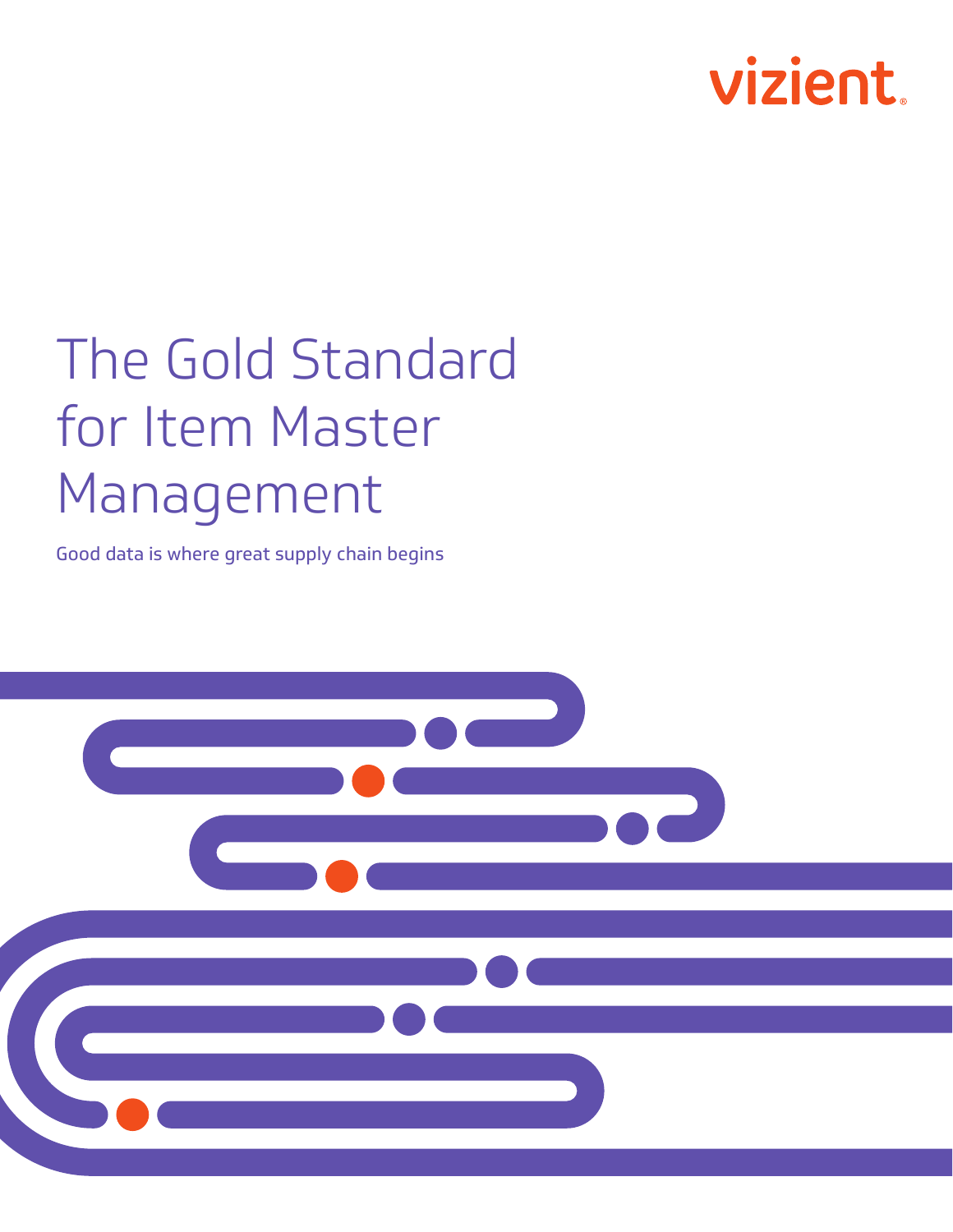vizient

# The Gold Standard for Item Master Management

Good data is where great supply chain begins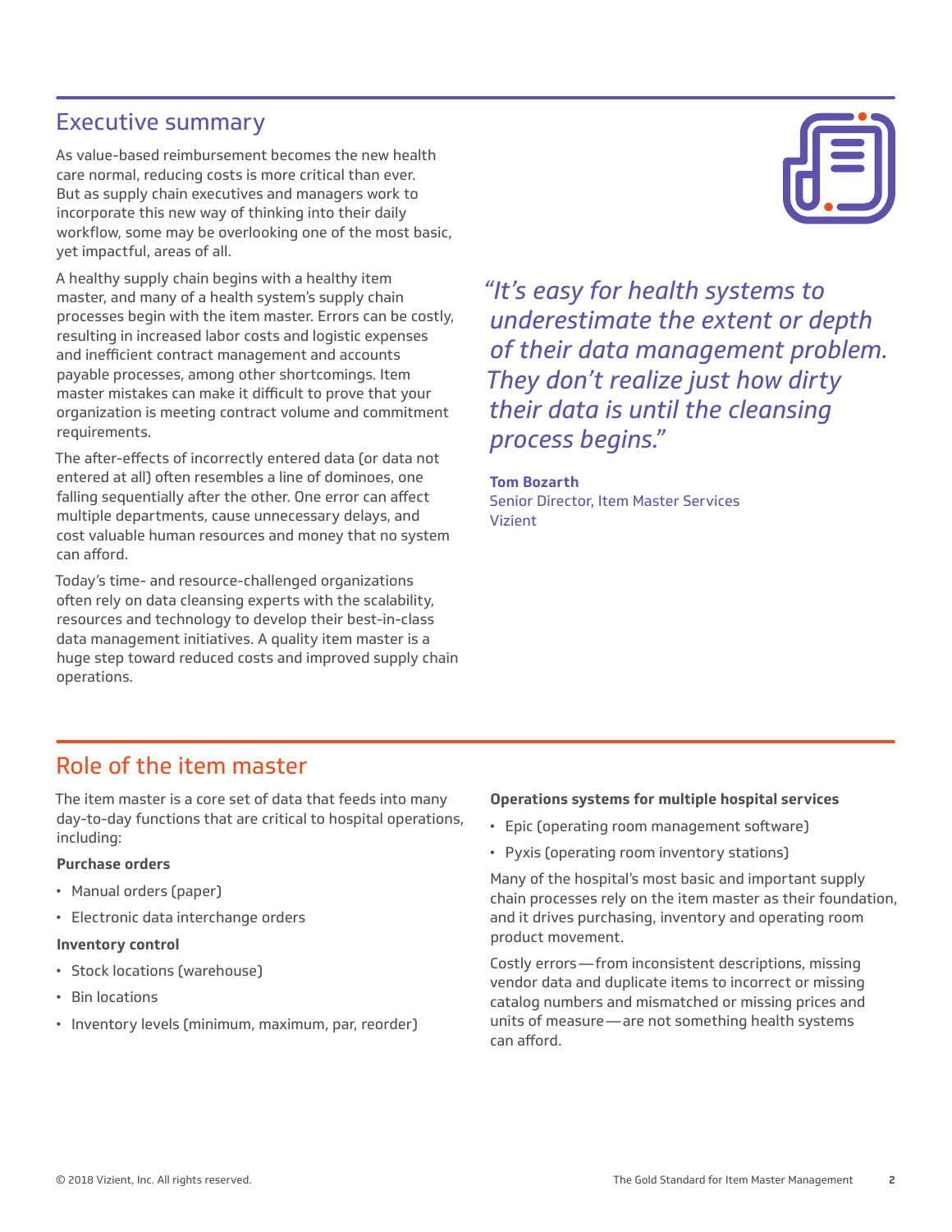## Executive summary

As value-based reimbursement becomes the new health care normal, reducing costs is more critical than ever. But as supply chain executives and managers work to incorporate this new way of thinking into their daily workflow, some may be overlooking one of the most basic, yet impactful, areas of all.

A healthy supply chain begins with a healthy item master, and many of a health system's supply chain processes begin with the item master. Errors can be costly, resulting in increased labor costs and logistic expenses and inefficient contract management and accounts payable processes, among other shortcomings. Item master mistakes can make it difficult to prove that your organization is meeting contract volume and commitment requirements.

The after-effects of incorrectly entered data (or data not entered at all) often resembles a line of dominoes, one falling sequentially after the other. One error can affect multiple departments, cause unnecessary delays, and cost valuable human resources and money that no system can afford.

Today's time- and resource-challenged organizations often rely on data cleansing experts with the scalability, resources and technology to develop their best-in-class data management initiatives. A quality item master is a huge step toward reduced costs and improved supply chain operations.

*"It's easy for health systems to underestimate the extent or depth of their data management problem. They don't realize just how dirty their data is until the cleansing process begins."*

**Tom Bozarth**
Senior Director, Item Master Services
Vizient

## Role of the item master

The item master is a core set of data that feeds into many day-to-day functions that are critical to hospital operations, including:

**Purchase orders**

- Manual orders (paper)
- Electronic data interchange orders

**Inventory control**

- Stock locations (warehouse)
- Bin locations
- Inventory levels (minimum, maximum, par, reorder)

**Operations systems for multiple hospital services**

- Epic (operating room management software)
- Pyxis (operating room inventory stations)

Many of the hospital's most basic and important supply chain processes rely on the item master as their foundation, and it drives purchasing, inventory and operating room product movement.

Costly errors — from inconsistent descriptions, missing vendor data and duplicate items to incorrect or missing catalog numbers and mismatched or missing prices and units of measure — are not something health systems can afford.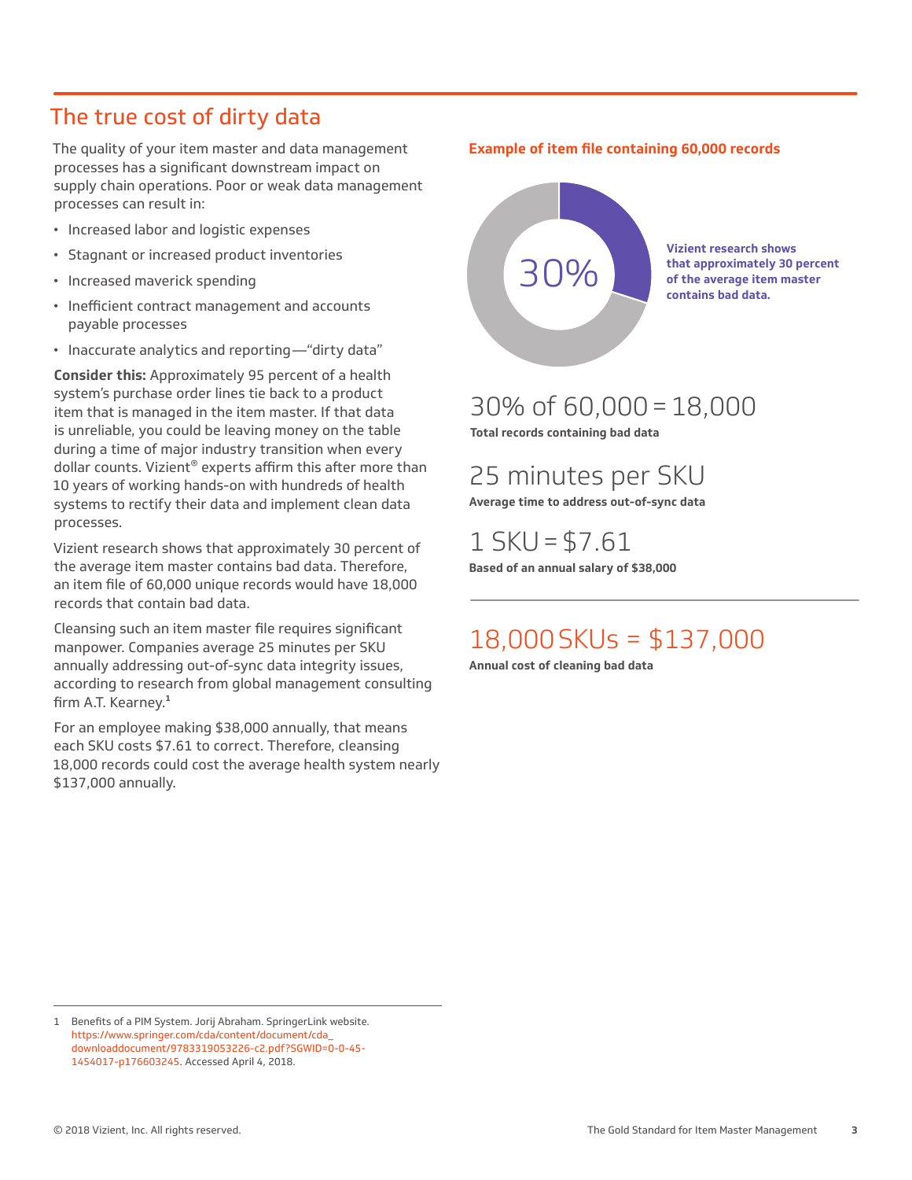## The true cost of dirty data

The quality of your item master and data management processes has a significant downstream impact on supply chain operations. Poor or weak data management processes can result in:

- Increased labor and logistic expenses
- Stagnant or increased product inventories
- Increased maverick spending
- Inefficient contract management and accounts payable processes
- Inaccurate analytics and reporting—"dirty data"

**Consider this:** Approximately 95 percent of a health system's purchase order lines tie back to a product item that is managed in the item master. If that data is unreliable, you could be leaving money on the table during a time of major industry transition when every dollar counts. Vizient® experts affirm this after more than 10 years of working hands-on with hundreds of health systems to rectify their data and implement clean data processes.

Vizient research shows that approximately 30 percent of the average item master contains bad data. Therefore, an item file of 60,000 unique records would have 18,000 records that contain bad data.

Cleansing such an item master file requires significant manpower. Companies average 25 minutes per SKU annually addressing out-of-sync data integrity issues, according to research from global management consulting firm A.T. Kearney.[1]

For an employee making $38,000 annually, that means each SKU costs $7.61 to correct. Therefore, cleansing 18,000 records could cost the average health system nearly $137,000 annually.

**Example of item file containing 60,000 records**

30%

**Vizient research shows that approximately 30 percent of the average item master contains bad data.**

30% of 60,000 = 18,000

**Total records containing bad data**

25 minutes per SKU

**Average time to address out-of-sync data**

1 SKU = $7.61

**Based of an annual salary of $38,000**

18,000 SKUs = $137,000

**Annual cost of cleaning bad data**

---

1 Benefits of a PIM System. Jorij Abraham. SpringerLink website. https://www.springer.com/cda/content/document/cda_downloaddocument/9783319053226-c2.pdf?SGWID=0-0-45-1454017-p176603245. Accessed April 4, 2018.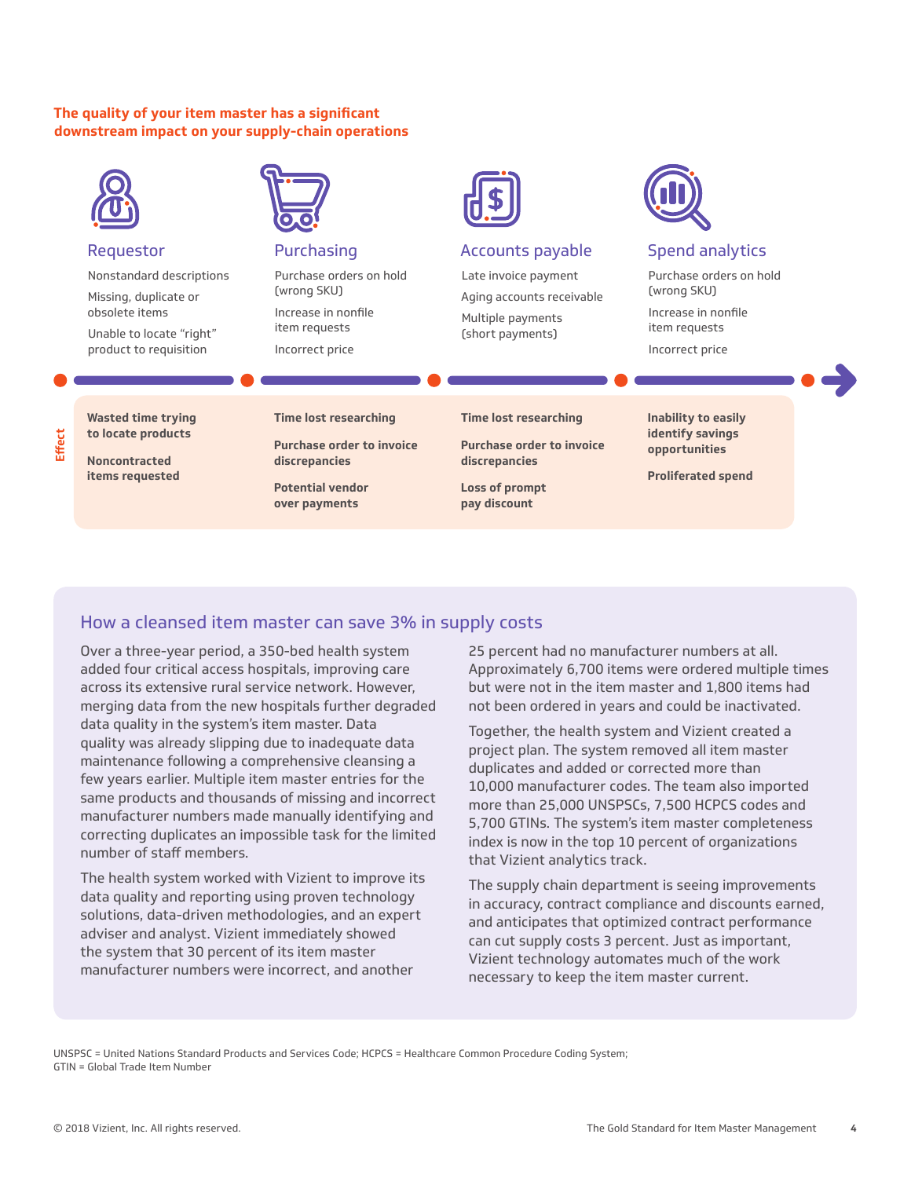**The quality of your item master has a significant downstream impact on your supply-chain operations**

### Requestor

Nonstandard descriptions

Missing, duplicate or obsolete items

Unable to locate "right" product to requisition

**Effect**

**Wasted time trying to locate products**

**Noncontracted items requested**

### Purchasing

Purchase orders on hold (wrong SKU)

Increase in nonfile item requests

Incorrect price

**Effect**

**Time lost researching**

**Purchase order to invoice discrepancies**

**Potential vendor over payments**

### Accounts payable

Late invoice payment

Aging accounts receivable

Multiple payments (short payments)

**Effect**

**Time lost researching**

**Purchase order to invoice discrepancies**

**Loss of prompt pay discount**

### Spend analytics

Purchase orders on hold (wrong SKU)

Increase in nonfile item requests

Incorrect price

**Effect**

**Inability to easily identify savings opportunities**

**Proliferated spend**

## How a cleansed item master can save 3% in supply costs

Over a three-year period, a 350-bed health system added four critical access hospitals, improving care across its extensive rural service network. However, merging data from the new hospitals further degraded data quality in the system's item master. Data quality was already slipping due to inadequate data maintenance following a comprehensive cleansing a few years earlier. Multiple item master entries for the same products and thousands of missing and incorrect manufacturer numbers made manually identifying and correcting duplicates an impossible task for the limited number of staff members.

The health system worked with Vizient to improve its data quality and reporting using proven technology solutions, data-driven methodologies, and an expert adviser and analyst. Vizient immediately showed the system that 30 percent of its item master manufacturer numbers were incorrect, and another 25 percent had no manufacturer numbers at all. Approximately 6,700 items were ordered multiple times but were not in the item master and 1,800 items had not been ordered in years and could be inactivated.

Together, the health system and Vizient created a project plan. The system removed all item master duplicates and added or corrected more than 10,000 manufacturer codes. The team also imported more than 25,000 UNSPSCs, 7,500 HCPCS codes and 5,700 GTINs. The system's item master completeness index is now in the top 10 percent of organizations that Vizient analytics track.

The supply chain department is seeing improvements in accuracy, contract compliance and discounts earned, and anticipates that optimized contract performance can cut supply costs 3 percent. Just as important, Vizient technology automates much of the work necessary to keep the item master current.

UNSPSC = United Nations Standard Products and Services Code; HCPCS = Healthcare Common Procedure Coding System; GTIN = Global Trade Item Number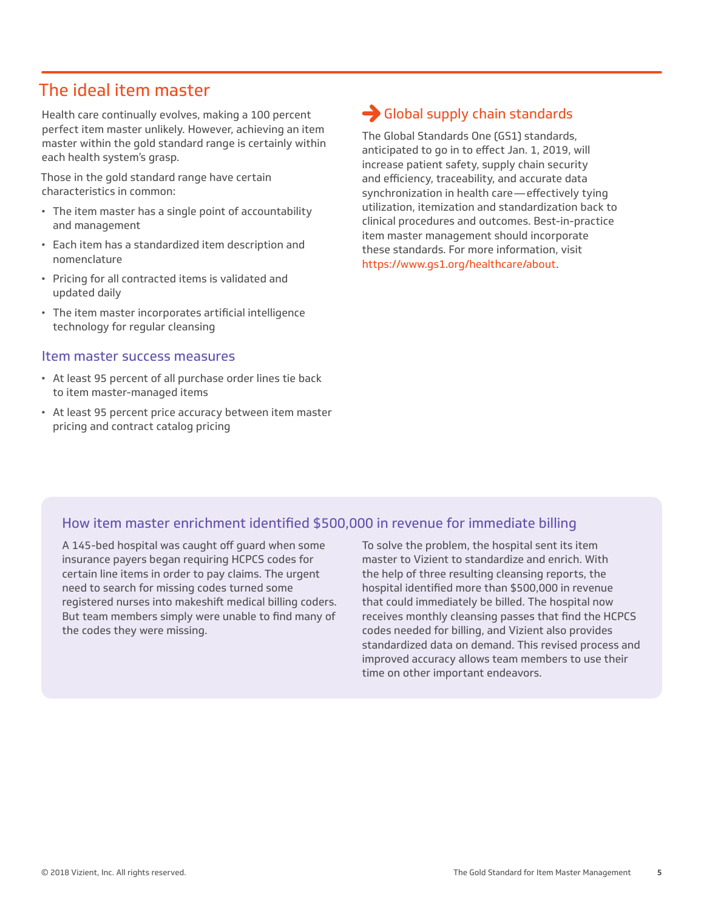## The ideal item master

Health care continually evolves, making a 100 percent perfect item master unlikely. However, achieving an item master within the gold standard range is certainly within each health system's grasp.

Those in the gold standard range have certain characteristics in common:

- The item master has a single point of accountability and management
- Each item has a standardized item description and nomenclature
- Pricing for all contracted items is validated and updated daily
- The item master incorporates artificial intelligence technology for regular cleansing

### Item master success measures

- At least 95 percent of all purchase order lines tie back to item master-managed items
- At least 95 percent price accuracy between item master pricing and contract catalog pricing

### Global supply chain standards

The Global Standards One (GS1) standards, anticipated to go in to effect Jan. 1, 2019, will increase patient safety, supply chain security and efficiency, traceability, and accurate data synchronization in health care — effectively tying utilization, itemization and standardization back to clinical procedures and outcomes. Best-in-practice item master management should incorporate these standards. For more information, visit https://www.gs1.org/healthcare/about.

### How item master enrichment identified $500,000 in revenue for immediate billing

A 145-bed hospital was caught off guard when some insurance payers began requiring HCPCS codes for certain line items in order to pay claims. The urgent need to search for missing codes turned some registered nurses into makeshift medical billing coders. But team members simply were unable to find many of the codes they were missing.

To solve the problem, the hospital sent its item master to Vizient to standardize and enrich. With the help of three resulting cleansing reports, the hospital identified more than $500,000 in revenue that could immediately be billed. The hospital now receives monthly cleansing passes that find the HCPCS codes needed for billing, and Vizient also provides standardized data on demand. This revised process and improved accuracy allows team members to use their time on other important endeavors.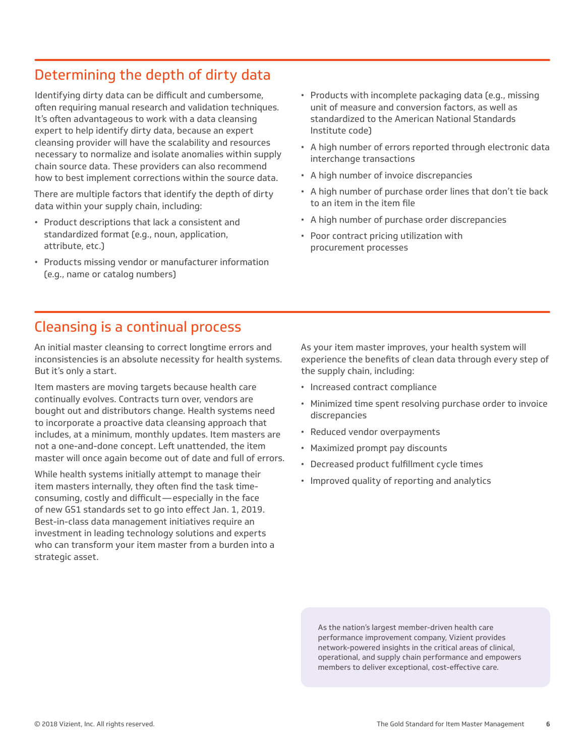## Determining the depth of dirty data

Identifying dirty data can be difficult and cumbersome, often requiring manual research and validation techniques. It's often advantageous to work with a data cleansing expert to help identify dirty data, because an expert cleansing provider will have the scalability and resources necessary to normalize and isolate anomalies within supply chain source data. These providers can also recommend how to best implement corrections within the source data.

There are multiple factors that identify the depth of dirty data within your supply chain, including:

- Product descriptions that lack a consistent and standardized format (e.g., noun, application, attribute, etc.)
- Products missing vendor or manufacturer information (e.g., name or catalog numbers)
- Products with incomplete packaging data (e.g., missing unit of measure and conversion factors, as well as standardized to the American National Standards Institute code)
- A high number of errors reported through electronic data interchange transactions
- A high number of invoice discrepancies
- A high number of purchase order lines that don't tie back to an item in the item file
- A high number of purchase order discrepancies
- Poor contract pricing utilization with procurement processes

## Cleansing is a continual process

An initial master cleansing to correct longtime errors and inconsistencies is an absolute necessity for health systems. But it's only a start.

Item masters are moving targets because health care continually evolves. Contracts turn over, vendors are bought out and distributors change. Health systems need to incorporate a proactive data cleansing approach that includes, at a minimum, monthly updates. Item masters are not a one-and-done concept. Left unattended, the item master will once again become out of date and full of errors.

While health systems initially attempt to manage their item masters internally, they often find the task time-consuming, costly and difficult — especially in the face of new GS1 standards set to go into effect Jan. 1, 2019. Best-in-class data management initiatives require an investment in leading technology solutions and experts who can transform your item master from a burden into a strategic asset.

As your item master improves, your health system will experience the benefits of clean data through every step of the supply chain, including:

- Increased contract compliance
- Minimized time spent resolving purchase order to invoice discrepancies
- Reduced vendor overpayments
- Maximized prompt pay discounts
- Decreased product fulfillment cycle times
- Improved quality of reporting and analytics

As the nation's largest member-driven health care performance improvement company, Vizient provides network-powered insights in the critical areas of clinical, operational, and supply chain performance and empowers members to deliver exceptional, cost-effective care.

© 2018 Vizient, Inc. All rights reserved.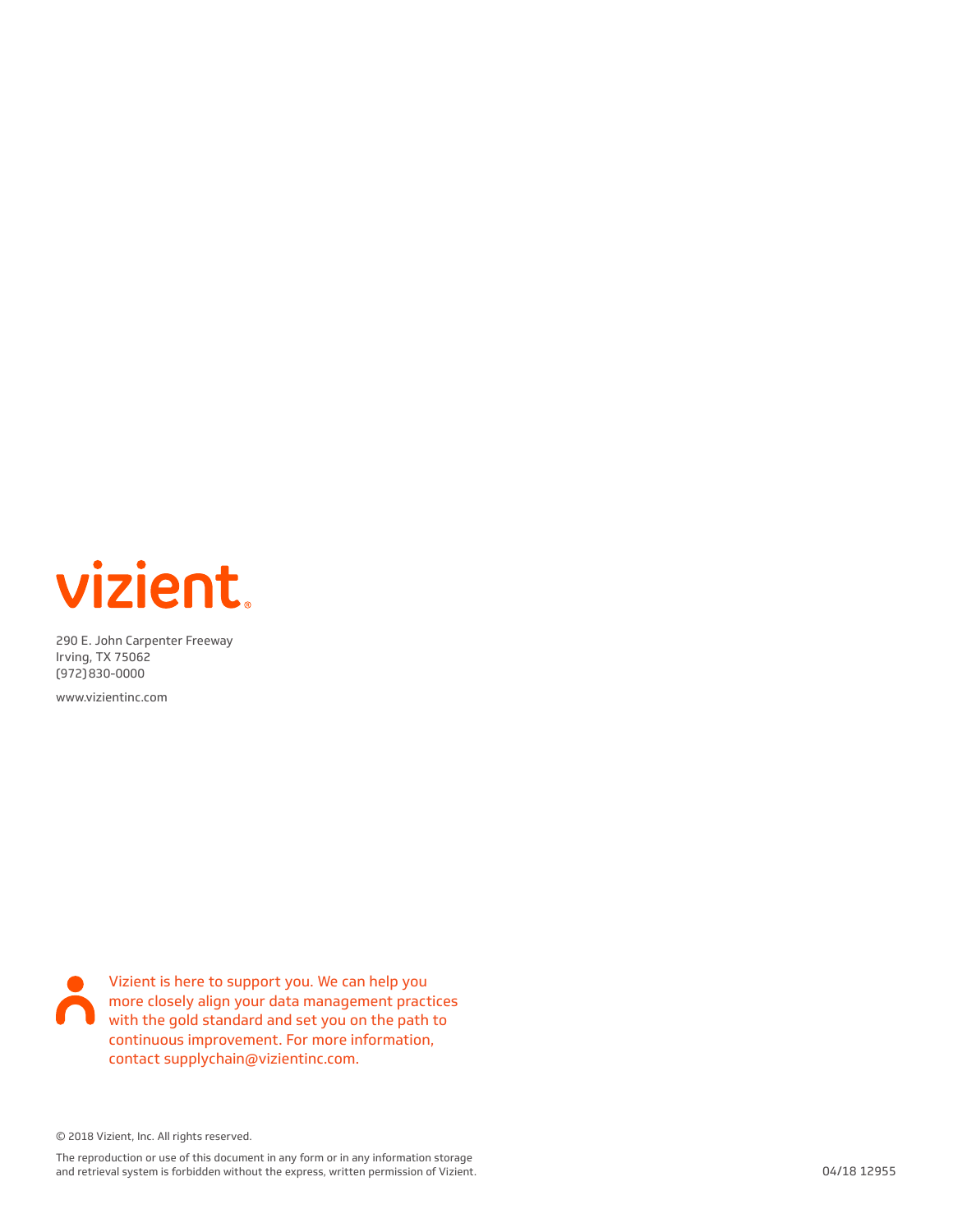vizient®

290 E. John Carpenter Freeway
Irving, TX 75062
(972) 830-0000

www.vizientinc.com

Vizient is here to support you. We can help you more closely align your data management practices with the gold standard and set you on the path to continuous improvement. For more information, contact supplychain@vizientinc.com.

© 2018 Vizient, Inc. All rights reserved.

The reproduction or use of this document in any form or in any information storage and retrieval system is forbidden without the express, written permission of Vizient.

04/18 12955